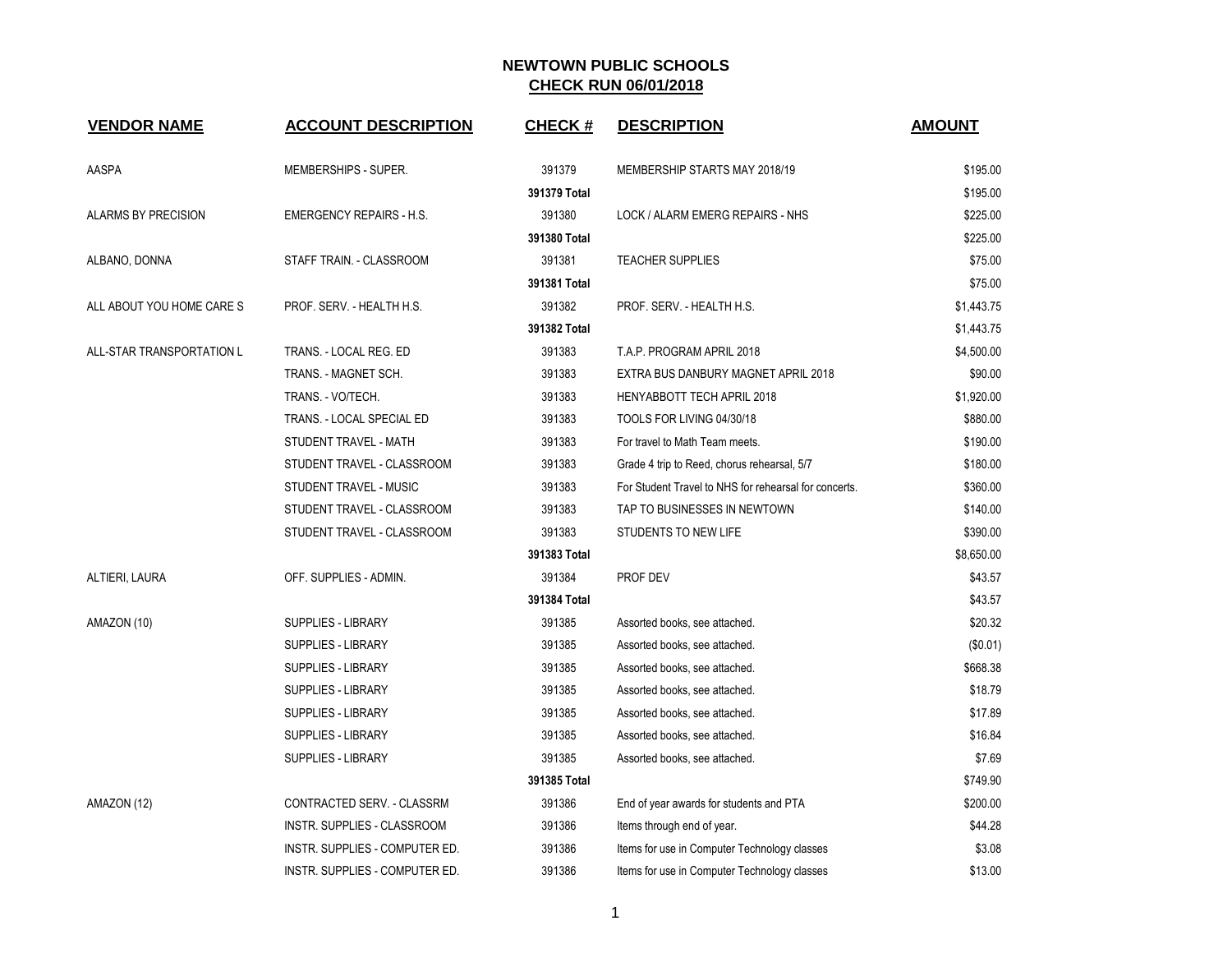# NEWTOWN PUBLIC SCHOOLS

## CHECK RUN 06/01/2018

| VENDOR NAME | ACCOUNT DESCRIPTION | CHECK # | DESCRIPTION | AMOUNT |
|---|---|---|---|---|
| AASPA | MEMBERSHIPS - SUPER. | 391379 | MEMBERSHIP STARTS MAY 2018/19 | $195.00 |
| | | 391379 Total | | $195.00 |
| ALARMS BY PRECISION | EMERGENCY REPAIRS - H.S. | 391380 | LOCK / ALARM EMERG REPAIRS - NHS | $225.00 |
| | | 391380 Total | | $225.00 |
| ALBANO, DONNA | STAFF TRAIN. - CLASSROOM | 391381 | TEACHER SUPPLIES | $75.00 |
| | | 391381 Total | | $75.00 |
| ALL ABOUT YOU HOME CARE S | PROF. SERV. - HEALTH H.S. | 391382 | PROF. SERV. - HEALTH H.S. | $1,443.75 |
| | | 391382 Total | | $1,443.75 |
| ALL-STAR TRANSPORTATION L | TRANS. - LOCAL REG. ED | 391383 | T.A.P. PROGRAM APRIL 2018 | $4,500.00 |
| | TRANS. - MAGNET SCH. | 391383 | EXTRA BUS DANBURY MAGNET APRIL 2018 | $90.00 |
| | TRANS. - VO/TECH. | 391383 | HENYABBOTT TECH APRIL 2018 | $1,920.00 |
| | TRANS. - LOCAL SPECIAL ED | 391383 | TOOLS FOR LIVING 04/30/18 | $880.00 |
| | STUDENT TRAVEL - MATH | 391383 | For travel to Math Team meets. | $190.00 |
| | STUDENT TRAVEL - CLASSROOM | 391383 | Grade 4 trip to Reed, chorus rehearsal, 5/7 | $180.00 |
| | STUDENT TRAVEL - MUSIC | 391383 | For Student Travel to NHS for rehearsal for concerts. | $360.00 |
| | STUDENT TRAVEL - CLASSROOM | 391383 | TAP TO BUSINESSES IN NEWTOWN | $140.00 |
| | STUDENT TRAVEL - CLASSROOM | 391383 | STUDENTS TO NEW LIFE | $390.00 |
| | | 391383 Total | | $8,650.00 |
| ALTIERI, LAURA | OFF. SUPPLIES - ADMIN. | 391384 | PROF DEV | $43.57 |
| | | 391384 Total | | $43.57 |
| AMAZON (10) | SUPPLIES - LIBRARY | 391385 | Assorted books, see attached. | $20.32 |
| | SUPPLIES - LIBRARY | 391385 | Assorted books, see attached. | ($0.01) |
| | SUPPLIES - LIBRARY | 391385 | Assorted books, see attached. | $668.38 |
| | SUPPLIES - LIBRARY | 391385 | Assorted books, see attached. | $18.79 |
| | SUPPLIES - LIBRARY | 391385 | Assorted books, see attached. | $17.89 |
| | SUPPLIES - LIBRARY | 391385 | Assorted books, see attached. | $16.84 |
| | SUPPLIES - LIBRARY | 391385 | Assorted books, see attached. | $7.69 |
| | | 391385 Total | | $749.90 |
| AMAZON (12) | CONTRACTED SERV. - CLASSRM | 391386 | End of year awards for students and PTA | $200.00 |
| | INSTR. SUPPLIES - CLASSROOM | 391386 | Items through end of year. | $44.28 |
| | INSTR. SUPPLIES - COMPUTER ED. | 391386 | Items for use in Computer Technology classes | $3.08 |
| | INSTR. SUPPLIES - COMPUTER ED. | 391386 | Items for use in Computer Technology classes | $13.00 |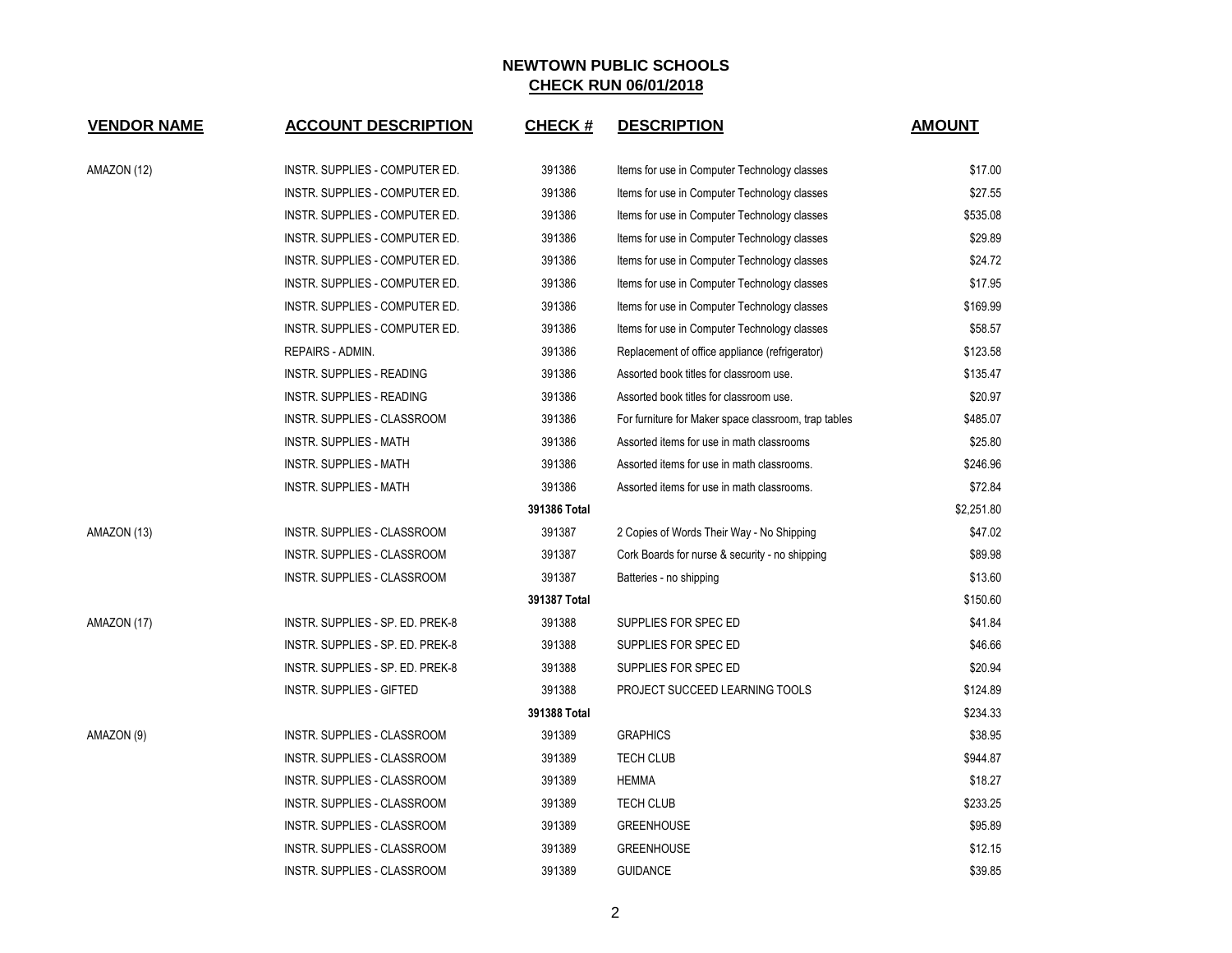# NEWTOWN PUBLIC SCHOOLS

## CHECK RUN 06/01/2018

| VENDOR NAME | ACCOUNT DESCRIPTION | CHECK # | DESCRIPTION | AMOUNT |
|---|---|---|---|---|
| AMAZON (12) | INSTR. SUPPLIES - COMPUTER ED. | 391386 | Items for use in Computer Technology classes | $17.00 |
| | INSTR. SUPPLIES - COMPUTER ED. | 391386 | Items for use in Computer Technology classes | $27.55 |
| | INSTR. SUPPLIES - COMPUTER ED. | 391386 | Items for use in Computer Technology classes | $535.08 |
| | INSTR. SUPPLIES - COMPUTER ED. | 391386 | Items for use in Computer Technology classes | $29.89 |
| | INSTR. SUPPLIES - COMPUTER ED. | 391386 | Items for use in Computer Technology classes | $24.72 |
| | INSTR. SUPPLIES - COMPUTER ED. | 391386 | Items for use in Computer Technology classes | $17.95 |
| | INSTR. SUPPLIES - COMPUTER ED. | 391386 | Items for use in Computer Technology classes | $169.99 |
| | INSTR. SUPPLIES - COMPUTER ED. | 391386 | Items for use in Computer Technology classes | $58.57 |
| | REPAIRS - ADMIN. | 391386 | Replacement of office appliance (refrigerator) | $123.58 |
| | INSTR. SUPPLIES - READING | 391386 | Assorted book titles for classroom use. | $135.47 |
| | INSTR. SUPPLIES - READING | 391386 | Assorted book titles for classroom use. | $20.97 |
| | INSTR. SUPPLIES - CLASSROOM | 391386 | For furniture for Maker space classroom, trap tables | $485.07 |
| | INSTR. SUPPLIES - MATH | 391386 | Assorted items for use in math classrooms | $25.80 |
| | INSTR. SUPPLIES - MATH | 391386 | Assorted items for use in math classrooms. | $246.96 |
| | INSTR. SUPPLIES - MATH | 391386 | Assorted items for use in math classrooms. | $72.84 |
| | | **391386 Total** | | $2,251.80 |
| AMAZON (13) | INSTR. SUPPLIES - CLASSROOM | 391387 | 2 Copies of Words Their Way - No Shipping | $47.02 |
| | INSTR. SUPPLIES - CLASSROOM | 391387 | Cork Boards for nurse & security - no shipping | $89.98 |
| | INSTR. SUPPLIES - CLASSROOM | 391387 | Batteries - no shipping | $13.60 |
| | | **391387 Total** | | $150.60 |
| AMAZON (17) | INSTR. SUPPLIES - SP. ED. PREK-8 | 391388 | SUPPLIES FOR SPEC ED | $41.84 |
| | INSTR. SUPPLIES - SP. ED. PREK-8 | 391388 | SUPPLIES FOR SPEC ED | $46.66 |
| | INSTR. SUPPLIES - SP. ED. PREK-8 | 391388 | SUPPLIES FOR SPEC ED | $20.94 |
| | INSTR. SUPPLIES - GIFTED | 391388 | PROJECT SUCCEED LEARNING TOOLS | $124.89 |
| | | **391388 Total** | | $234.33 |
| AMAZON (9) | INSTR. SUPPLIES - CLASSROOM | 391389 | GRAPHICS | $38.95 |
| | INSTR. SUPPLIES - CLASSROOM | 391389 | TECH CLUB | $944.87 |
| | INSTR. SUPPLIES - CLASSROOM | 391389 | HEMMA | $18.27 |
| | INSTR. SUPPLIES - CLASSROOM | 391389 | TECH CLUB | $233.25 |
| | INSTR. SUPPLIES - CLASSROOM | 391389 | GREENHOUSE | $95.89 |
| | INSTR. SUPPLIES - CLASSROOM | 391389 | GREENHOUSE | $12.15 |
| | INSTR. SUPPLIES - CLASSROOM | 391389 | GUIDANCE | $39.85 |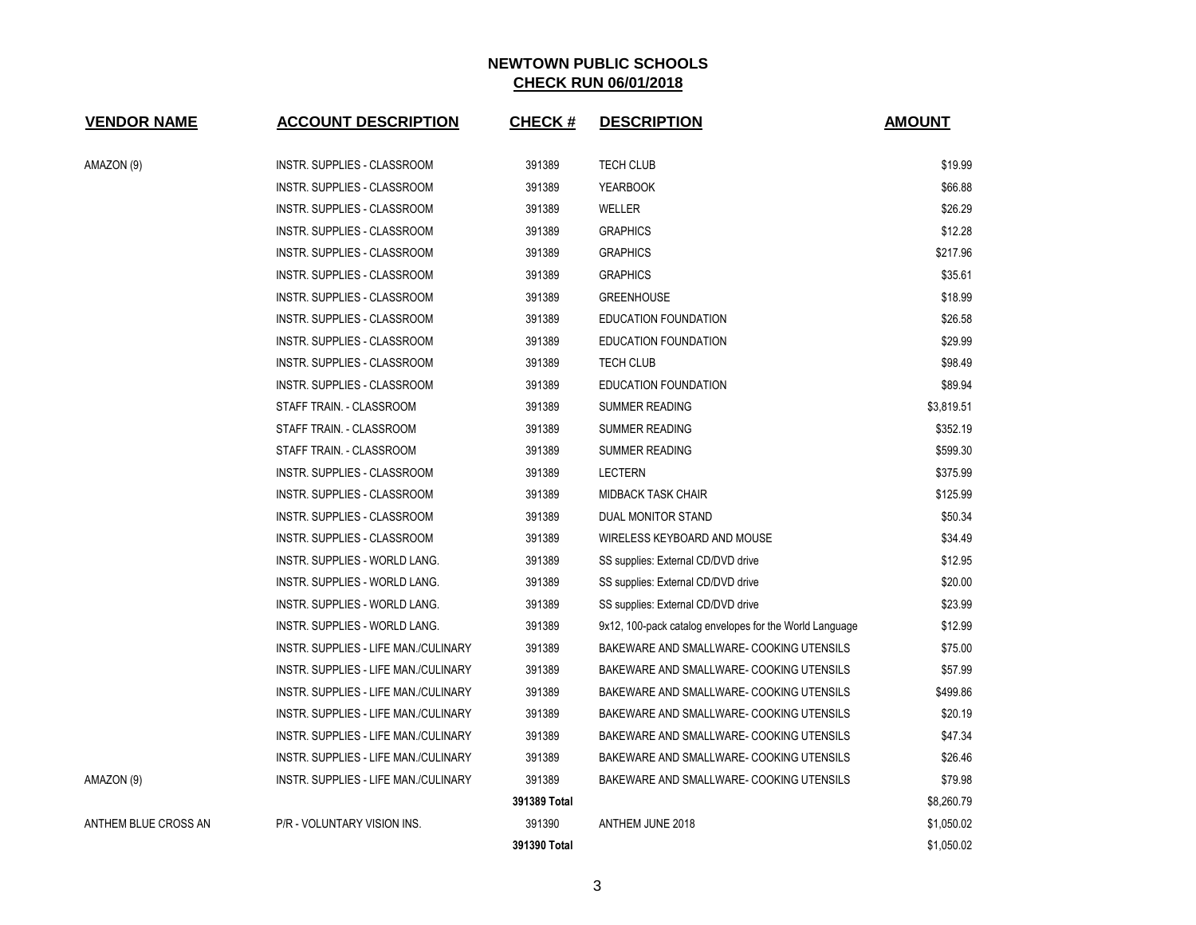# NEWTOWN PUBLIC SCHOOLS
## CHECK RUN 06/01/2018

| VENDOR NAME | ACCOUNT DESCRIPTION | CHECK # | DESCRIPTION | AMOUNT |
|---|---|---|---|---|
| AMAZON (9) | INSTR. SUPPLIES - CLASSROOM | 391389 | TECH CLUB | $19.99 |
| | INSTR. SUPPLIES - CLASSROOM | 391389 | YEARBOOK | $66.88 |
| | INSTR. SUPPLIES - CLASSROOM | 391389 | WELLER | $26.29 |
| | INSTR. SUPPLIES - CLASSROOM | 391389 | GRAPHICS | $12.28 |
| | INSTR. SUPPLIES - CLASSROOM | 391389 | GRAPHICS | $217.96 |
| | INSTR. SUPPLIES - CLASSROOM | 391389 | GRAPHICS | $35.61 |
| | INSTR. SUPPLIES - CLASSROOM | 391389 | GREENHOUSE | $18.99 |
| | INSTR. SUPPLIES - CLASSROOM | 391389 | EDUCATION FOUNDATION | $26.58 |
| | INSTR. SUPPLIES - CLASSROOM | 391389 | EDUCATION FOUNDATION | $29.99 |
| | INSTR. SUPPLIES - CLASSROOM | 391389 | TECH CLUB | $98.49 |
| | INSTR. SUPPLIES - CLASSROOM | 391389 | EDUCATION FOUNDATION | $89.94 |
| | STAFF TRAIN. - CLASSROOM | 391389 | SUMMER READING | $3,819.51 |
| | STAFF TRAIN. - CLASSROOM | 391389 | SUMMER READING | $352.19 |
| | STAFF TRAIN. - CLASSROOM | 391389 | SUMMER READING | $599.30 |
| | INSTR. SUPPLIES - CLASSROOM | 391389 | LECTERN | $375.99 |
| | INSTR. SUPPLIES - CLASSROOM | 391389 | MIDBACK TASK CHAIR | $125.99 |
| | INSTR. SUPPLIES - CLASSROOM | 391389 | DUAL MONITOR STAND | $50.34 |
| | INSTR. SUPPLIES - CLASSROOM | 391389 | WIRELESS KEYBOARD AND MOUSE | $34.49 |
| | INSTR. SUPPLIES - WORLD LANG. | 391389 | SS supplies: External CD/DVD drive | $12.95 |
| | INSTR. SUPPLIES - WORLD LANG. | 391389 | SS supplies: External CD/DVD drive | $20.00 |
| | INSTR. SUPPLIES - WORLD LANG. | 391389 | SS supplies: External CD/DVD drive | $23.99 |
| | INSTR. SUPPLIES - WORLD LANG. | 391389 | 9x12, 100-pack catalog envelopes for the World Language | $12.99 |
| | INSTR. SUPPLIES - LIFE MAN./CULINARY | 391389 | BAKEWARE AND SMALLWARE- COOKING UTENSILS | $75.00 |
| | INSTR. SUPPLIES - LIFE MAN./CULINARY | 391389 | BAKEWARE AND SMALLWARE- COOKING UTENSILS | $57.99 |
| | INSTR. SUPPLIES - LIFE MAN./CULINARY | 391389 | BAKEWARE AND SMALLWARE- COOKING UTENSILS | $499.86 |
| | INSTR. SUPPLIES - LIFE MAN./CULINARY | 391389 | BAKEWARE AND SMALLWARE- COOKING UTENSILS | $20.19 |
| | INSTR. SUPPLIES - LIFE MAN./CULINARY | 391389 | BAKEWARE AND SMALLWARE- COOKING UTENSILS | $47.34 |
| | INSTR. SUPPLIES - LIFE MAN./CULINARY | 391389 | BAKEWARE AND SMALLWARE- COOKING UTENSILS | $26.46 |
| AMAZON (9) | INSTR. SUPPLIES - LIFE MAN./CULINARY | 391389 | BAKEWARE AND SMALLWARE- COOKING UTENSILS | $79.98 |
| | | **391389 Total** | | $8,260.79 |
| ANTHEM BLUE CROSS AN | P/R - VOLUNTARY VISION INS. | 391390 | ANTHEM JUNE 2018 | $1,050.02 |
| | | **391390 Total** | | $1,050.02 |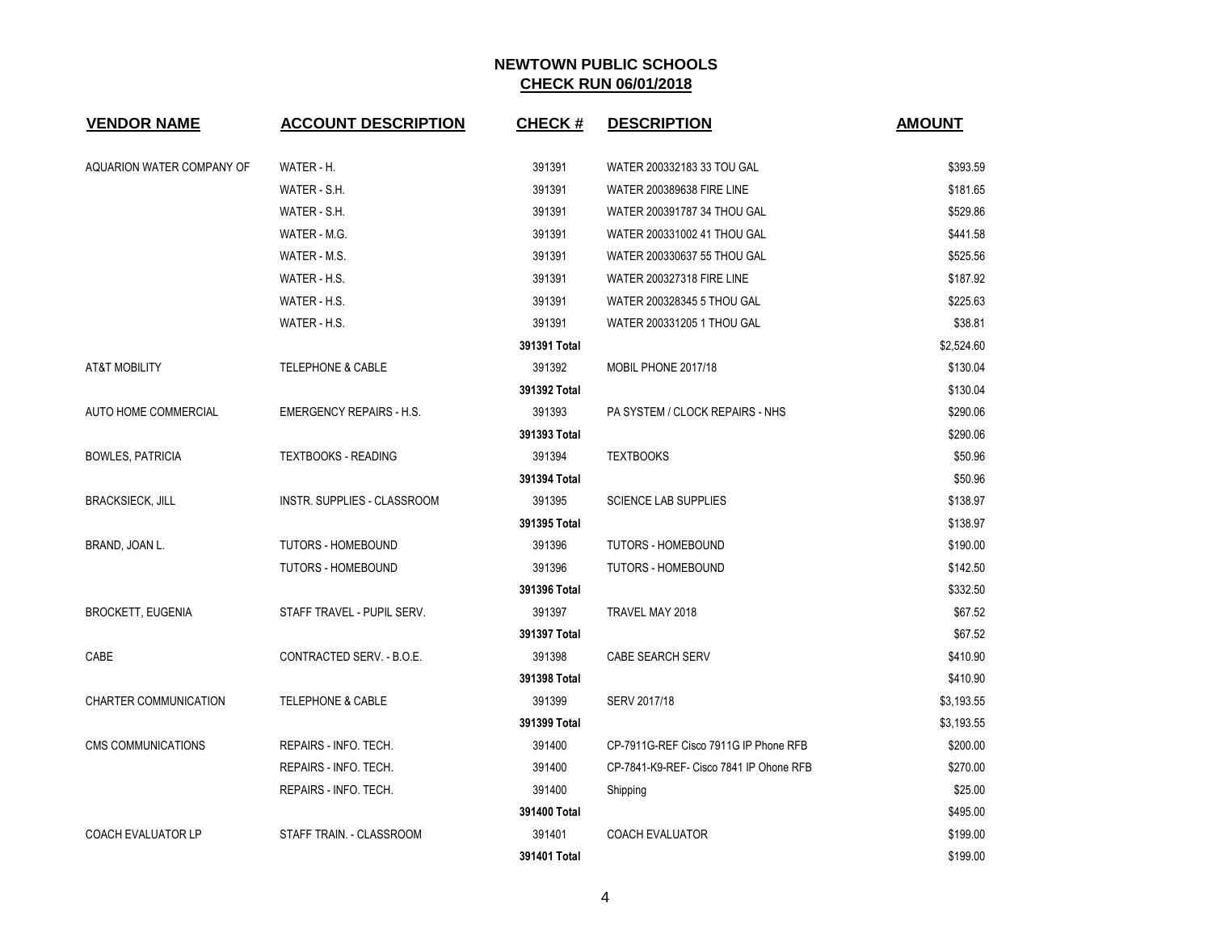# NEWTOWN PUBLIC SCHOOLS
## CHECK RUN 06/01/2018

| VENDOR NAME | ACCOUNT DESCRIPTION | CHECK # | DESCRIPTION | AMOUNT |
|---|---|---|---|---|
| AQUARION WATER COMPANY OF | WATER - H. | 391391 | WATER 200332183 33 TOU GAL | $393.59 |
| | WATER - S.H. | 391391 | WATER 200389638 FIRE LINE | $181.65 |
| | WATER - S.H. | 391391 | WATER 200391787 34 THOU GAL | $529.86 |
| | WATER - M.G. | 391391 | WATER 200331002 41 THOU GAL | $441.58 |
| | WATER - M.S. | 391391 | WATER 200330637 55 THOU GAL | $525.56 |
| | WATER - H.S. | 391391 | WATER 200327318 FIRE LINE | $187.92 |
| | WATER - H.S. | 391391 | WATER 200328345 5 THOU GAL | $225.63 |
| | WATER - H.S. | 391391 | WATER 200331205 1 THOU GAL | $38.81 |
| | | **391391 Total** | | $2,524.60 |
| AT&T MOBILITY | TELEPHONE & CABLE | 391392 | MOBIL PHONE 2017/18 | $130.04 |
| | | **391392 Total** | | $130.04 |
| AUTO HOME COMMERCIAL | EMERGENCY REPAIRS - H.S. | 391393 | PA SYSTEM / CLOCK REPAIRS - NHS | $290.06 |
| | | **391393 Total** | | $290.06 |
| BOWLES, PATRICIA | TEXTBOOKS - READING | 391394 | TEXTBOOKS | $50.96 |
| | | **391394 Total** | | $50.96 |
| BRACKSIECK, JILL | INSTR. SUPPLIES - CLASSROOM | 391395 | SCIENCE LAB SUPPLIES | $138.97 |
| | | **391395 Total** | | $138.97 |
| BRAND, JOAN L. | TUTORS - HOMEBOUND | 391396 | TUTORS - HOMEBOUND | $190.00 |
| | TUTORS - HOMEBOUND | 391396 | TUTORS - HOMEBOUND | $142.50 |
| | | **391396 Total** | | $332.50 |
| BROCKETT, EUGENIA | STAFF TRAVEL - PUPIL SERV. | 391397 | TRAVEL MAY 2018 | $67.52 |
| | | **391397 Total** | | $67.52 |
| CABE | CONTRACTED SERV. - B.O.E. | 391398 | CABE SEARCH SERV | $410.90 |
| | | **391398 Total** | | $410.90 |
| CHARTER COMMUNICATION | TELEPHONE & CABLE | 391399 | SERV 2017/18 | $3,193.55 |
| | | **391399 Total** | | $3,193.55 |
| CMS COMMUNICATIONS | REPAIRS - INFO. TECH. | 391400 | CP-7911G-REF Cisco 7911G IP Phone RFB | $200.00 |
| | REPAIRS - INFO. TECH. | 391400 | CP-7841-K9-REF- Cisco 7841 IP Ohone RFB | $270.00 |
| | REPAIRS - INFO. TECH. | 391400 | Shipping | $25.00 |
| | | **391400 Total** | | $495.00 |
| COACH EVALUATOR LP | STAFF TRAIN. - CLASSROOM | 391401 | COACH EVALUATOR | $199.00 |
| | | **391401 Total** | | $199.00 |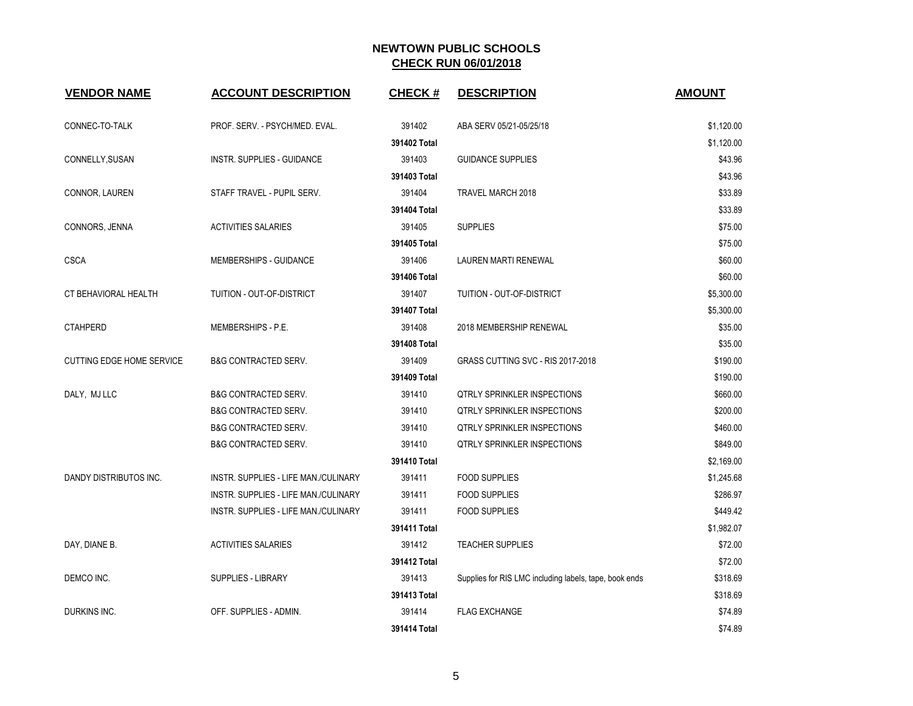# NEWTOWN PUBLIC SCHOOLS

## CHECK RUN 06/01/2018

| VENDOR NAME | ACCOUNT DESCRIPTION | CHECK # | DESCRIPTION | AMOUNT |
|---|---|---|---|---|
| CONNEC-TO-TALK | PROF. SERV. - PSYCH/MED. EVAL. | 391402 | ABA SERV 05/21-05/25/18 | $1,120.00 |
| | | **391402 Total** | | $1,120.00 |
| CONNELLY,SUSAN | INSTR. SUPPLIES - GUIDANCE | 391403 | GUIDANCE SUPPLIES | $43.96 |
| | | **391403 Total** | | $43.96 |
| CONNOR, LAUREN | STAFF TRAVEL - PUPIL SERV. | 391404 | TRAVEL MARCH 2018 | $33.89 |
| | | **391404 Total** | | $33.89 |
| CONNORS, JENNA | ACTIVITIES SALARIES | 391405 | SUPPLIES | $75.00 |
| | | **391405 Total** | | $75.00 |
| CSCA | MEMBERSHIPS - GUIDANCE | 391406 | LAUREN MARTI RENEWAL | $60.00 |
| | | **391406 Total** | | $60.00 |
| CT BEHAVIORAL HEALTH | TUITION - OUT-OF-DISTRICT | 391407 | TUITION - OUT-OF-DISTRICT | $5,300.00 |
| | | **391407 Total** | | $5,300.00 |
| CTAHPERD | MEMBERSHIPS - P.E. | 391408 | 2018 MEMBERSHIP RENEWAL | $35.00 |
| | | **391408 Total** | | $35.00 |
| CUTTING EDGE HOME SERVICE | B&G CONTRACTED SERV. | 391409 | GRASS CUTTING SVC - RIS 2017-2018 | $190.00 |
| | | **391409 Total** | | $190.00 |
| DALY, MJ LLC | B&G CONTRACTED SERV. | 391410 | QTRLY SPRINKLER INSPECTIONS | $660.00 |
| | B&G CONTRACTED SERV. | 391410 | QTRLY SPRINKLER INSPECTIONS | $200.00 |
| | B&G CONTRACTED SERV. | 391410 | QTRLY SPRINKLER INSPECTIONS | $460.00 |
| | B&G CONTRACTED SERV. | 391410 | QTRLY SPRINKLER INSPECTIONS | $849.00 |
| | | **391410 Total** | | $2,169.00 |
| DANDY DISTRIBUTOS INC. | INSTR. SUPPLIES - LIFE MAN./CULINARY | 391411 | FOOD SUPPLIES | $1,245.68 |
| | INSTR. SUPPLIES - LIFE MAN./CULINARY | 391411 | FOOD SUPPLIES | $286.97 |
| | INSTR. SUPPLIES - LIFE MAN./CULINARY | 391411 | FOOD SUPPLIES | $449.42 |
| | | **391411 Total** | | $1,982.07 |
| DAY, DIANE B. | ACTIVITIES SALARIES | 391412 | TEACHER SUPPLIES | $72.00 |
| | | **391412 Total** | | $72.00 |
| DEMCO INC. | SUPPLIES - LIBRARY | 391413 | Supplies for RIS LMC including labels, tape, book ends | $318.69 |
| | | **391413 Total** | | $318.69 |
| DURKINS INC. | OFF. SUPPLIES - ADMIN. | 391414 | FLAG EXCHANGE | $74.89 |
| | | **391414 Total** | | $74.89 |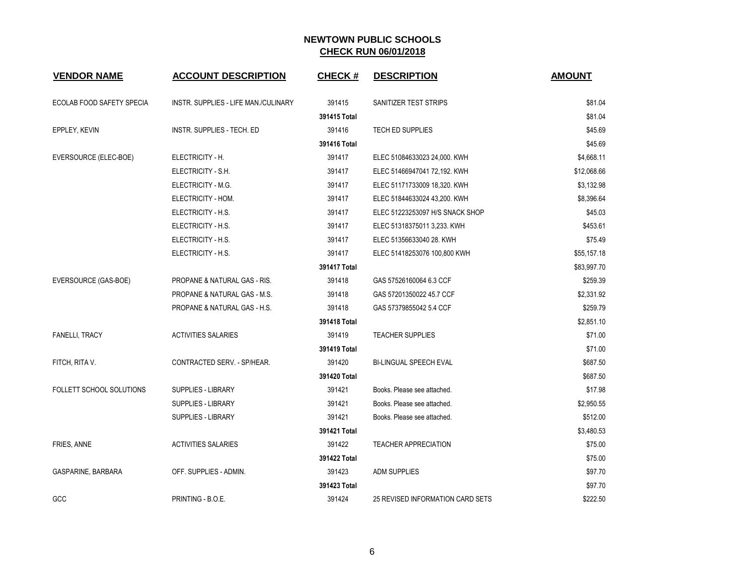# NEWTOWN PUBLIC SCHOOLS

## CHECK RUN 06/01/2018

| VENDOR NAME | ACCOUNT DESCRIPTION | CHECK # | DESCRIPTION | AMOUNT |
|---|---|---|---|---|
| ECOLAB FOOD SAFETY SPECIA | INSTR. SUPPLIES - LIFE MAN./CULINARY | 391415 | SANITIZER TEST STRIPS | $81.04 |
| | | **391415 Total** | | $81.04 |
| EPPLEY, KEVIN | INSTR. SUPPLIES - TECH. ED | 391416 | TECH ED SUPPLIES | $45.69 |
| | | **391416 Total** | | $45.69 |
| EVERSOURCE (ELEC-BOE) | ELECTRICITY - H. | 391417 | ELEC 51084633023 24,000. KWH | $4,668.11 |
| | ELECTRICITY - S.H. | 391417 | ELEC 51466947041 72,192. KWH | $12,068.66 |
| | ELECTRICITY - M.G. | 391417 | ELEC 51171733009 18,320. KWH | $3,132.98 |
| | ELECTRICITY - HOM. | 391417 | ELEC 51844633024 43,200. KWH | $8,396.64 |
| | ELECTRICITY - H.S. | 391417 | ELEC 51223253097 H/S SNACK SHOP | $45.03 |
| | ELECTRICITY - H.S. | 391417 | ELEC 51318375011 3,233. KWH | $453.61 |
| | ELECTRICITY - H.S. | 391417 | ELEC 51356633040 28. KWH | $75.49 |
| | ELECTRICITY - H.S. | 391417 | ELEC 51418253076 100,800 KWH | $55,157.18 |
| | | **391417 Total** | | $83,997.70 |
| EVERSOURCE (GAS-BOE) | PROPANE & NATURAL GAS - RIS. | 391418 | GAS 57526160064 6.3 CCF | $259.39 |
| | PROPANE & NATURAL GAS - M.S. | 391418 | GAS 57201350022 45.7 CCF | $2,331.92 |
| | PROPANE & NATURAL GAS - H.S. | 391418 | GAS 57379855042 5.4 CCF | $259.79 |
| | | **391418 Total** | | $2,851.10 |
| FANELLI, TRACY | ACTIVITIES SALARIES | 391419 | TEACHER SUPPLIES | $71.00 |
| | | **391419 Total** | | $71.00 |
| FITCH, RITA V. | CONTRACTED SERV. - SP/HEAR. | 391420 | BI-LINGUAL SPEECH EVAL | $687.50 |
| | | **391420 Total** | | $687.50 |
| FOLLETT SCHOOL SOLUTIONS | SUPPLIES - LIBRARY | 391421 | Books. Please see attached. | $17.98 |
| | SUPPLIES - LIBRARY | 391421 | Books. Please see attached. | $2,950.55 |
| | SUPPLIES - LIBRARY | 391421 | Books. Please see attached. | $512.00 |
| | | **391421 Total** | | $3,480.53 |
| FRIES, ANNE | ACTIVITIES SALARIES | 391422 | TEACHER APPRECIATION | $75.00 |
| | | **391422 Total** | | $75.00 |
| GASPARINE, BARBARA | OFF. SUPPLIES - ADMIN. | 391423 | ADM SUPPLIES | $97.70 |
| | | **391423 Total** | | $97.70 |
| GCC | PRINTING - B.O.E. | 391424 | 25 REVISED INFORMATION CARD SETS | $222.50 |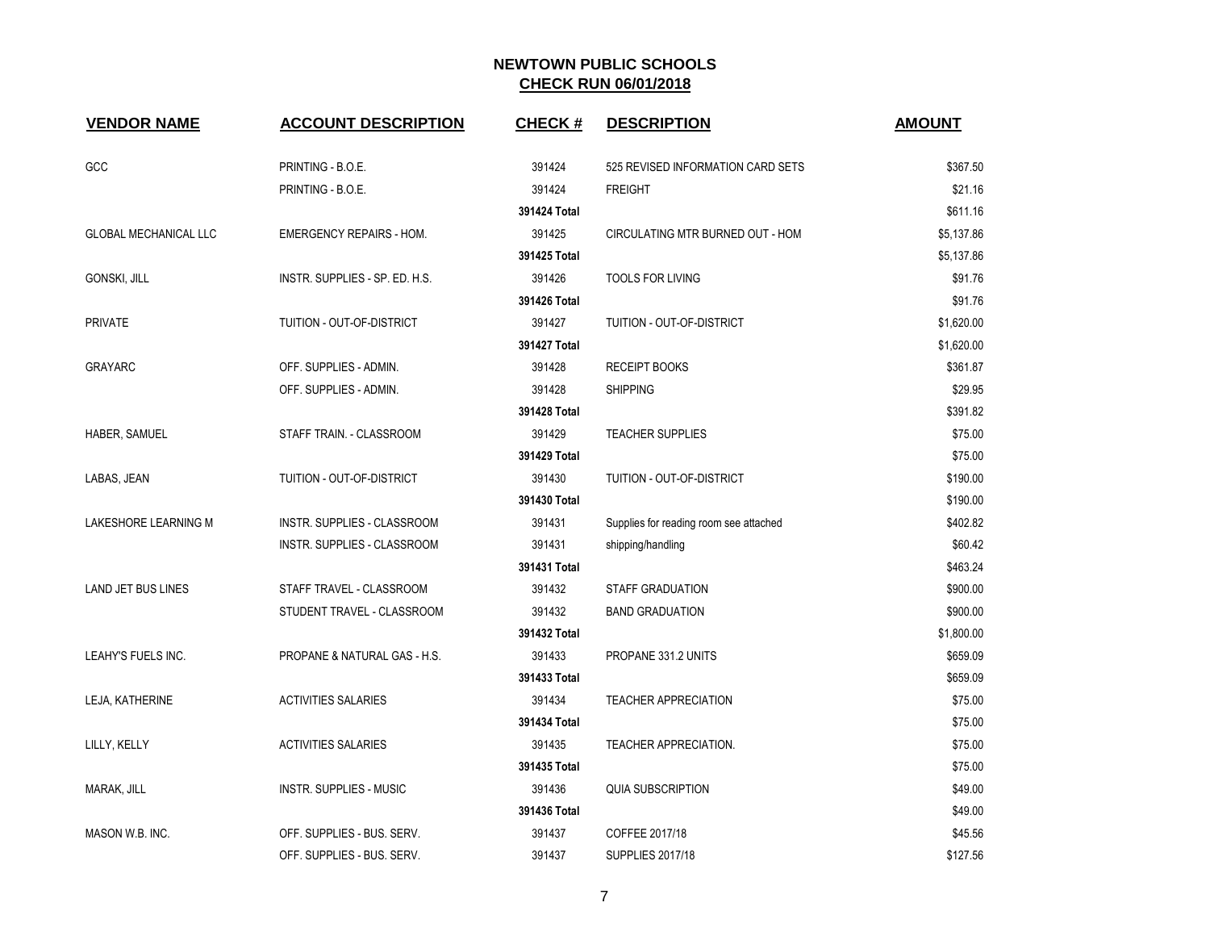# NEWTOWN PUBLIC SCHOOLS

## CHECK RUN 06/01/2018

| VENDOR NAME | ACCOUNT DESCRIPTION | CHECK # | DESCRIPTION | AMOUNT |
|---|---|---|---|---|
| GCC | PRINTING - B.O.E. | 391424 | 525 REVISED INFORMATION CARD SETS | $367.50 |
| | PRINTING - B.O.E. | 391424 | FREIGHT | $21.16 |
| | | **391424 Total** | | $611.16 |
| GLOBAL MECHANICAL LLC | EMERGENCY REPAIRS - HOM. | 391425 | CIRCULATING MTR BURNED OUT - HOM | $5,137.86 |
| | | **391425 Total** | | $5,137.86 |
| GONSKI, JILL | INSTR. SUPPLIES - SP. ED. H.S. | 391426 | TOOLS FOR LIVING | $91.76 |
| | | **391426 Total** | | $91.76 |
| PRIVATE | TUITION - OUT-OF-DISTRICT | 391427 | TUITION - OUT-OF-DISTRICT | $1,620.00 |
| | | **391427 Total** | | $1,620.00 |
| GRAYARC | OFF. SUPPLIES - ADMIN. | 391428 | RECEIPT BOOKS | $361.87 |
| | OFF. SUPPLIES - ADMIN. | 391428 | SHIPPING | $29.95 |
| | | **391428 Total** | | $391.82 |
| HABER, SAMUEL | STAFF TRAIN. - CLASSROOM | 391429 | TEACHER SUPPLIES | $75.00 |
| | | **391429 Total** | | $75.00 |
| LABAS, JEAN | TUITION - OUT-OF-DISTRICT | 391430 | TUITION - OUT-OF-DISTRICT | $190.00 |
| | | **391430 Total** | | $190.00 |
| LAKESHORE LEARNING M | INSTR. SUPPLIES - CLASSROOM | 391431 | Supplies for reading room see attached | $402.82 |
| | INSTR. SUPPLIES - CLASSROOM | 391431 | shipping/handling | $60.42 |
| | | **391431 Total** | | $463.24 |
| LAND JET BUS LINES | STAFF TRAVEL - CLASSROOM | 391432 | STAFF GRADUATION | $900.00 |
| | STUDENT TRAVEL - CLASSROOM | 391432 | BAND GRADUATION | $900.00 |
| | | **391432 Total** | | $1,800.00 |
| LEAHY'S FUELS INC. | PROPANE & NATURAL GAS - H.S. | 391433 | PROPANE 331.2 UNITS | $659.09 |
| | | **391433 Total** | | $659.09 |
| LEJA, KATHERINE | ACTIVITIES SALARIES | 391434 | TEACHER APPRECIATION | $75.00 |
| | | **391434 Total** | | $75.00 |
| LILLY, KELLY | ACTIVITIES SALARIES | 391435 | TEACHER APPRECIATION. | $75.00 |
| | | **391435 Total** | | $75.00 |
| MARAK, JILL | INSTR. SUPPLIES - MUSIC | 391436 | QUIA SUBSCRIPTION | $49.00 |
| | | **391436 Total** | | $49.00 |
| MASON W.B. INC. | OFF. SUPPLIES - BUS. SERV. | 391437 | COFFEE 2017/18 | $45.56 |
| | OFF. SUPPLIES - BUS. SERV. | 391437 | SUPPLIES 2017/18 | $127.56 |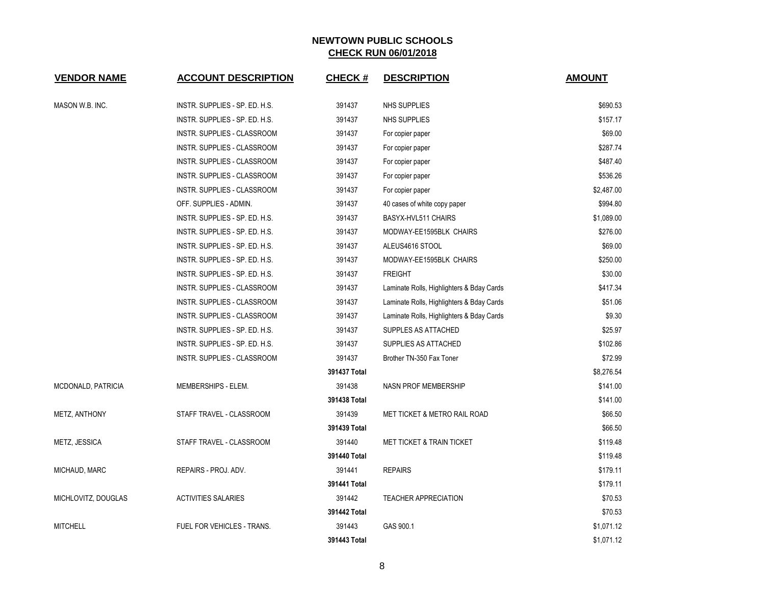# NEWTOWN PUBLIC SCHOOLS

## CHECK RUN 06/01/2018

| VENDOR NAME | ACCOUNT DESCRIPTION | CHECK # | DESCRIPTION | AMOUNT |
|---|---|---|---|---|
| MASON W.B. INC. | INSTR. SUPPLIES - SP. ED. H.S. | 391437 | NHS SUPPLIES | $690.53 |
| | INSTR. SUPPLIES - SP. ED. H.S. | 391437 | NHS SUPPLIES | $157.17 |
| | INSTR. SUPPLIES - CLASSROOM | 391437 | For copier paper | $69.00 |
| | INSTR. SUPPLIES - CLASSROOM | 391437 | For copier paper | $287.74 |
| | INSTR. SUPPLIES - CLASSROOM | 391437 | For copier paper | $487.40 |
| | INSTR. SUPPLIES - CLASSROOM | 391437 | For copier paper | $536.26 |
| | INSTR. SUPPLIES - CLASSROOM | 391437 | For copier paper | $2,487.00 |
| | OFF. SUPPLIES - ADMIN. | 391437 | 40 cases of white copy paper | $994.80 |
| | INSTR. SUPPLIES - SP. ED. H.S. | 391437 | BASYX-HVL511 CHAIRS | $1,089.00 |
| | INSTR. SUPPLIES - SP. ED. H.S. | 391437 | MODWAY-EE1595BLK CHAIRS | $276.00 |
| | INSTR. SUPPLIES - SP. ED. H.S. | 391437 | ALEUS4616 STOOL | $69.00 |
| | INSTR. SUPPLIES - SP. ED. H.S. | 391437 | MODWAY-EE1595BLK CHAIRS | $250.00 |
| | INSTR. SUPPLIES - SP. ED. H.S. | 391437 | FREIGHT | $30.00 |
| | INSTR. SUPPLIES - CLASSROOM | 391437 | Laminate Rolls, Highlighters & Bday Cards | $417.34 |
| | INSTR. SUPPLIES - CLASSROOM | 391437 | Laminate Rolls, Highlighters & Bday Cards | $51.06 |
| | INSTR. SUPPLIES - CLASSROOM | 391437 | Laminate Rolls, Highlighters & Bday Cards | $9.30 |
| | INSTR. SUPPLIES - SP. ED. H.S. | 391437 | SUPPLES AS ATTACHED | $25.97 |
| | INSTR. SUPPLIES - SP. ED. H.S. | 391437 | SUPPLIES AS ATTACHED | $102.86 |
| | INSTR. SUPPLIES - CLASSROOM | 391437 | Brother TN-350 Fax Toner | $72.99 |
| | | **391437 Total** | | $8,276.54 |
| MCDONALD, PATRICIA | MEMBERSHIPS - ELEM. | 391438 | NASN PROF MEMBERSHIP | $141.00 |
| | | **391438 Total** | | $141.00 |
| METZ, ANTHONY | STAFF TRAVEL - CLASSROOM | 391439 | MET TICKET & METRO RAIL ROAD | $66.50 |
| | | **391439 Total** | | $66.50 |
| METZ, JESSICA | STAFF TRAVEL - CLASSROOM | 391440 | MET TICKET & TRAIN TICKET | $119.48 |
| | | **391440 Total** | | $119.48 |
| MICHAUD, MARC | REPAIRS - PROJ. ADV. | 391441 | REPAIRS | $179.11 |
| | | **391441 Total** | | $179.11 |
| MICHLOVITZ, DOUGLAS | ACTIVITIES SALARIES | 391442 | TEACHER APPRECIATION | $70.53 |
| | | **391442 Total** | | $70.53 |
| MITCHELL | FUEL FOR VEHICLES - TRANS. | 391443 | GAS 900.1 | $1,071.12 |
| | | **391443 Total** | | $1,071.12 |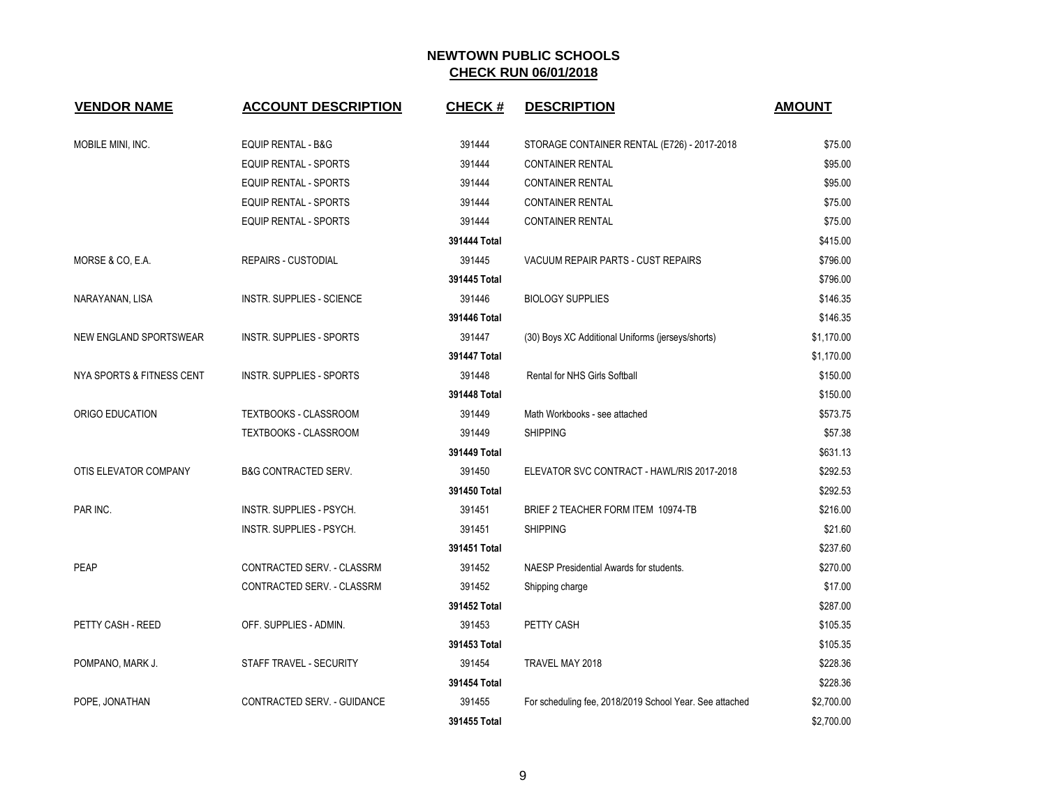# NEWTOWN PUBLIC SCHOOLS

## CHECK RUN 06/01/2018

| VENDOR NAME | ACCOUNT DESCRIPTION | CHECK # | DESCRIPTION | AMOUNT |
|---|---|---|---|---|
| MOBILE MINI, INC. | EQUIP RENTAL - B&G | 391444 | STORAGE CONTAINER RENTAL (E726) - 2017-2018 | $75.00 |
| | EQUIP RENTAL - SPORTS | 391444 | CONTAINER RENTAL | $95.00 |
| | EQUIP RENTAL - SPORTS | 391444 | CONTAINER RENTAL | $95.00 |
| | EQUIP RENTAL - SPORTS | 391444 | CONTAINER RENTAL | $75.00 |
| | EQUIP RENTAL - SPORTS | 391444 | CONTAINER RENTAL | $75.00 |
| | | **391444 Total** | | $415.00 |
| MORSE & CO, E.A. | REPAIRS - CUSTODIAL | 391445 | VACUUM REPAIR PARTS - CUST REPAIRS | $796.00 |
| | | **391445 Total** | | $796.00 |
| NARAYANAN, LISA | INSTR. SUPPLIES - SCIENCE | 391446 | BIOLOGY SUPPLIES | $146.35 |
| | | **391446 Total** | | $146.35 |
| NEW ENGLAND SPORTSWEAR | INSTR. SUPPLIES - SPORTS | 391447 | (30) Boys XC Additional Uniforms (jerseys/shorts) | $1,170.00 |
| | | **391447 Total** | | $1,170.00 |
| NYA SPORTS & FITNESS CENT | INSTR. SUPPLIES - SPORTS | 391448 | Rental for NHS Girls Softball | $150.00 |
| | | **391448 Total** | | $150.00 |
| ORIGO EDUCATION | TEXTBOOKS - CLASSROOM | 391449 | Math Workbooks - see attached | $573.75 |
| | TEXTBOOKS - CLASSROOM | 391449 | SHIPPING | $57.38 |
| | | **391449 Total** | | $631.13 |
| OTIS ELEVATOR COMPANY | B&G CONTRACTED SERV. | 391450 | ELEVATOR SVC CONTRACT - HAWL/RIS 2017-2018 | $292.53 |
| | | **391450 Total** | | $292.53 |
| PAR INC. | INSTR. SUPPLIES - PSYCH. | 391451 | BRIEF 2 TEACHER FORM ITEM 10974-TB | $216.00 |
| | INSTR. SUPPLIES - PSYCH. | 391451 | SHIPPING | $21.60 |
| | | **391451 Total** | | $237.60 |
| PEAP | CONTRACTED SERV. - CLASSRM | 391452 | NAESP Presidential Awards for students. | $270.00 |
| | CONTRACTED SERV. - CLASSRM | 391452 | Shipping charge | $17.00 |
| | | **391452 Total** | | $287.00 |
| PETTY CASH - REED | OFF. SUPPLIES - ADMIN. | 391453 | PETTY CASH | $105.35 |
| | | **391453 Total** | | $105.35 |
| POMPANO, MARK J. | STAFF TRAVEL - SECURITY | 391454 | TRAVEL MAY 2018 | $228.36 |
| | | **391454 Total** | | $228.36 |
| POPE, JONATHAN | CONTRACTED SERV. - GUIDANCE | 391455 | For scheduling fee, 2018/2019 School Year. See attached | $2,700.00 |
| | | **391455 Total** | | $2,700.00 |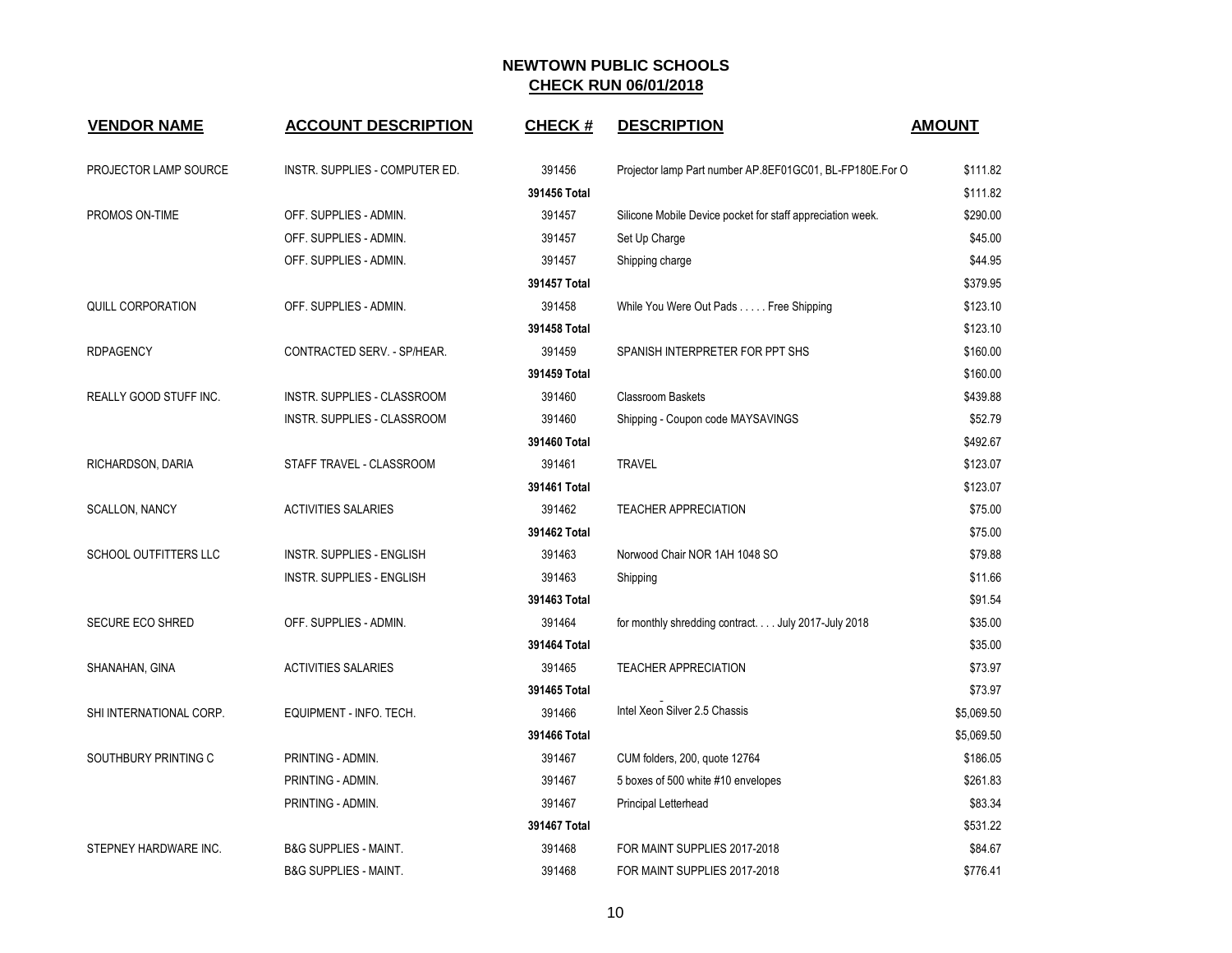# NEWTOWN PUBLIC SCHOOLS

## CHECK RUN 06/01/2018

| VENDOR NAME | ACCOUNT DESCRIPTION | CHECK # | DESCRIPTION | AMOUNT |
|---|---|---|---|---|
| PROJECTOR LAMP SOURCE | INSTR. SUPPLIES - COMPUTER ED. | 391456 | Projector lamp Part number AP.8EF01GC01, BL-FP180E.For O | $111.82 |
| | | 391456 Total | | $111.82 |
| PROMOS ON-TIME | OFF. SUPPLIES - ADMIN. | 391457 | Silicone Mobile Device pocket for staff appreciation week. | $290.00 |
| | OFF. SUPPLIES - ADMIN. | 391457 | Set Up Charge | $45.00 |
| | OFF. SUPPLIES - ADMIN. | 391457 | Shipping charge | $44.95 |
| | | 391457 Total | | $379.95 |
| QUILL CORPORATION | OFF. SUPPLIES - ADMIN. | 391458 | While You Were Out Pads . . . . . Free Shipping | $123.10 |
| | | 391458 Total | | $123.10 |
| RDPAGENCY | CONTRACTED SERV. - SP/HEAR. | 391459 | SPANISH INTERPRETER FOR PPT SHS | $160.00 |
| | | 391459 Total | | $160.00 |
| REALLY GOOD STUFF INC. | INSTR. SUPPLIES - CLASSROOM | 391460 | Classroom Baskets | $439.88 |
| | INSTR. SUPPLIES - CLASSROOM | 391460 | Shipping - Coupon code MAYSAVINGS | $52.79 |
| | | 391460 Total | | $492.67 |
| RICHARDSON, DARIA | STAFF TRAVEL - CLASSROOM | 391461 | TRAVEL | $123.07 |
| | | 391461 Total | | $123.07 |
| SCALLON, NANCY | ACTIVITIES SALARIES | 391462 | TEACHER APPRECIATION | $75.00 |
| | | 391462 Total | | $75.00 |
| SCHOOL OUTFITTERS LLC | INSTR. SUPPLIES - ENGLISH | 391463 | Norwood Chair NOR 1AH 1048 SO | $79.88 |
| | INSTR. SUPPLIES - ENGLISH | 391463 | Shipping | $11.66 |
| | | 391463 Total | | $91.54 |
| SECURE ECO SHRED | OFF. SUPPLIES - ADMIN. | 391464 | for monthly shredding contract. . . . July 2017-July 2018 | $35.00 |
| | | 391464 Total | | $35.00 |
| SHANAHAN, GINA | ACTIVITIES SALARIES | 391465 | TEACHER APPRECIATION | $73.97 |
| | | 391465 Total | | $73.97 |
| SHI INTERNATIONAL CORP. | EQUIPMENT - INFO. TECH. | 391466 | Intel Xeon Silver 2.5 Chassis | $5,069.50 |
| | | 391466 Total | | $5,069.50 |
| SOUTHBURY PRINTING C | PRINTING - ADMIN. | 391467 | CUM folders, 200, quote 12764 | $186.05 |
| | PRINTING - ADMIN. | 391467 | 5 boxes of 500 white #10 envelopes | $261.83 |
| | PRINTING - ADMIN. | 391467 | Principal Letterhead | $83.34 |
| | | 391467 Total | | $531.22 |
| STEPNEY HARDWARE INC. | B&G SUPPLIES - MAINT. | 391468 | FOR MAINT SUPPLIES 2017-2018 | $84.67 |
| | B&G SUPPLIES - MAINT. | 391468 | FOR MAINT SUPPLIES 2017-2018 | $776.41 |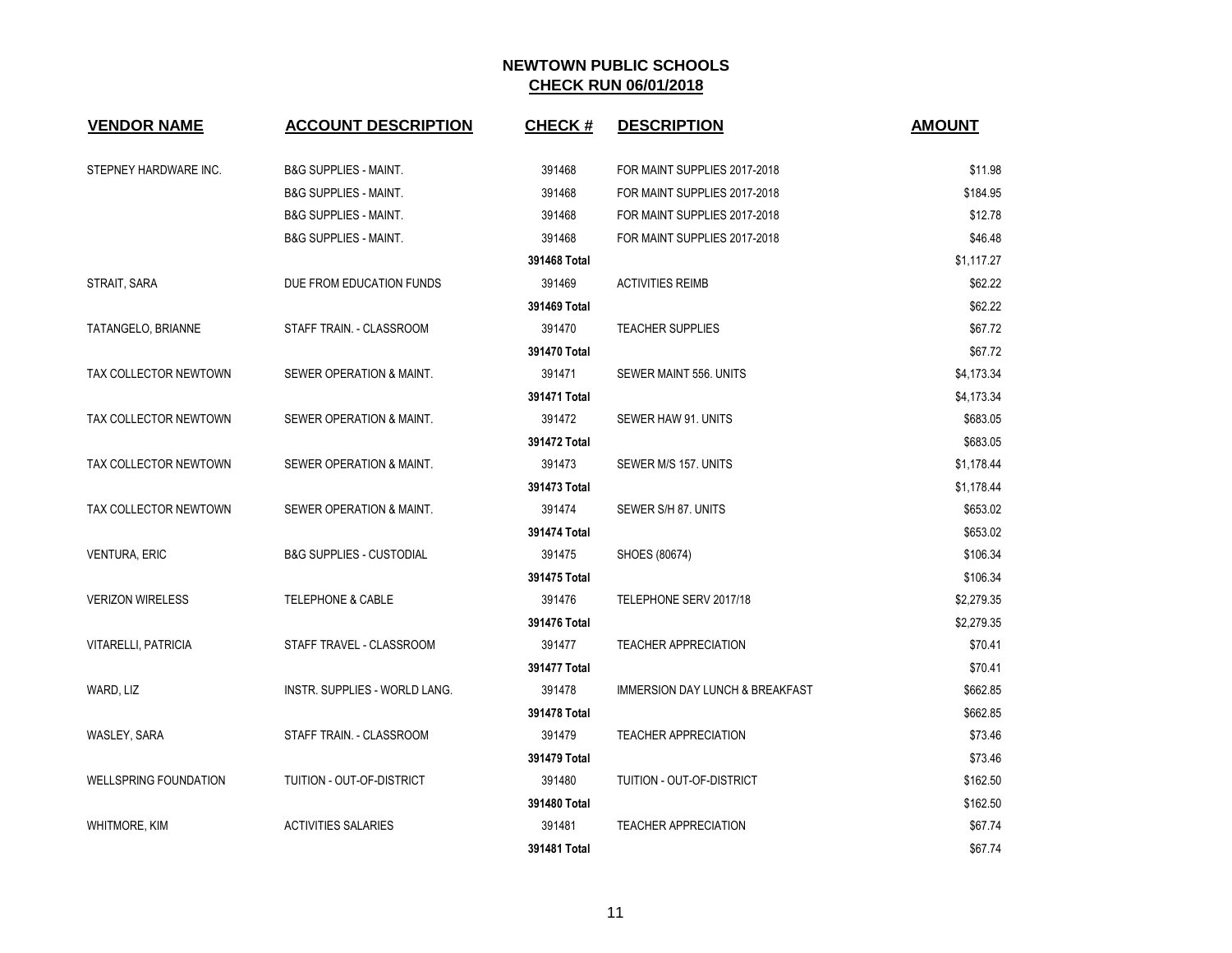# NEWTOWN PUBLIC SCHOOLS

## CHECK RUN 06/01/2018

| VENDOR NAME | ACCOUNT DESCRIPTION | CHECK # | DESCRIPTION | AMOUNT |
|---|---|---|---|---|
| STEPNEY HARDWARE INC. | B&G SUPPLIES - MAINT. | 391468 | FOR MAINT SUPPLIES 2017-2018 | $11.98 |
| | B&G SUPPLIES - MAINT. | 391468 | FOR MAINT SUPPLIES 2017-2018 | $184.95 |
| | B&G SUPPLIES - MAINT. | 391468 | FOR MAINT SUPPLIES 2017-2018 | $12.78 |
| | B&G SUPPLIES - MAINT. | 391468 | FOR MAINT SUPPLIES 2017-2018 | $46.48 |
| | | **391468 Total** | | $1,117.27 |
| STRAIT, SARA | DUE FROM EDUCATION FUNDS | 391469 | ACTIVITIES REIMB | $62.22 |
| | | **391469 Total** | | $62.22 |
| TATANGELO, BRIANNE | STAFF TRAIN. - CLASSROOM | 391470 | TEACHER SUPPLIES | $67.72 |
| | | **391470 Total** | | $67.72 |
| TAX COLLECTOR NEWTOWN | SEWER OPERATION & MAINT. | 391471 | SEWER MAINT 556. UNITS | $4,173.34 |
| | | **391471 Total** | | $4,173.34 |
| TAX COLLECTOR NEWTOWN | SEWER OPERATION & MAINT. | 391472 | SEWER HAW 91. UNITS | $683.05 |
| | | **391472 Total** | | $683.05 |
| TAX COLLECTOR NEWTOWN | SEWER OPERATION & MAINT. | 391473 | SEWER M/S 157. UNITS | $1,178.44 |
| | | **391473 Total** | | $1,178.44 |
| TAX COLLECTOR NEWTOWN | SEWER OPERATION & MAINT. | 391474 | SEWER S/H 87. UNITS | $653.02 |
| | | **391474 Total** | | $653.02 |
| VENTURA, ERIC | B&G SUPPLIES - CUSTODIAL | 391475 | SHOES (80674) | $106.34 |
| | | **391475 Total** | | $106.34 |
| VERIZON WIRELESS | TELEPHONE & CABLE | 391476 | TELEPHONE SERV 2017/18 | $2,279.35 |
| | | **391476 Total** | | $2,279.35 |
| VITARELLI, PATRICIA | STAFF TRAVEL - CLASSROOM | 391477 | TEACHER APPRECIATION | $70.41 |
| | | **391477 Total** | | $70.41 |
| WARD, LIZ | INSTR. SUPPLIES - WORLD LANG. | 391478 | IMMERSION DAY LUNCH & BREAKFAST | $662.85 |
| | | **391478 Total** | | $662.85 |
| WASLEY, SARA | STAFF TRAIN. - CLASSROOM | 391479 | TEACHER APPRECIATION | $73.46 |
| | | **391479 Total** | | $73.46 |
| WELLSPRING FOUNDATION | TUITION - OUT-OF-DISTRICT | 391480 | TUITION - OUT-OF-DISTRICT | $162.50 |
| | | **391480 Total** | | $162.50 |
| WHITMORE, KIM | ACTIVITIES SALARIES | 391481 | TEACHER APPRECIATION | $67.74 |
| | | **391481 Total** | | $67.74 |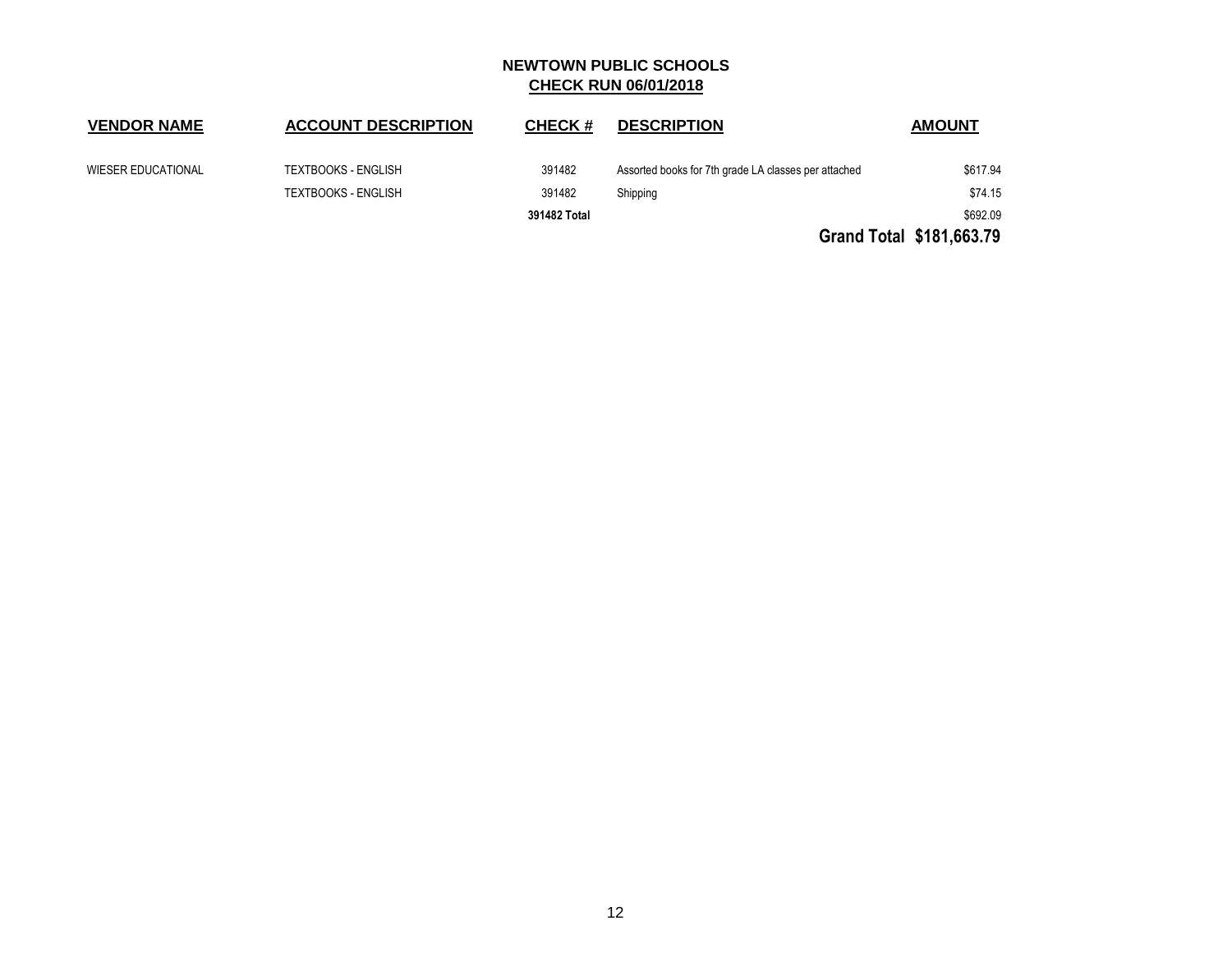## NEWTOWN PUBLIC SCHOOLS
## CHECK RUN 06/01/2018

| VENDOR NAME | ACCOUNT DESCRIPTION | CHECK # | DESCRIPTION | AMOUNT |
|---|---|---|---|---|
| WIESER EDUCATIONAL | TEXTBOOKS - ENGLISH | 391482 | Assorted books for 7th grade LA classes per attached | $617.94 |
| | TEXTBOOKS - ENGLISH | 391482 | Shipping | $74.15 |
| | | **391482 Total** | | $692.09 |
| | | | **Grand Total** | **$181,663.79** |